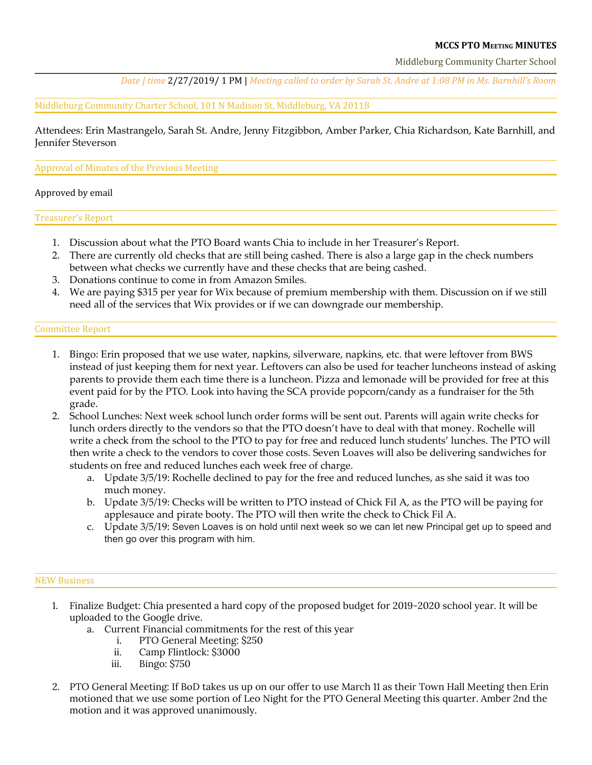**MCCS PTO MEETING MINUTES**

Middleburg Community Charter School

*Date | time* 2/27/2019/ 1 PM | *Meeting called to order by Sarah St. Andre at 1:08 PM in Ms. Barnhill's Room*

## Middleburg Community Charter School, 101 N Madison St, Middleburg, VA 20118

Attendees: Erin Mastrangelo, Sarah St. Andre, Jenny Fitzgibbon, Amber Parker, Chia Richardson, Kate Barnhill, and Jennifer Steverson

## Approval of Minutes of the Previous Meeting

Approved by email

## Treasurer's Report

1. Discussion about what the PTO Board wants Chia to include in her Treasurer's Report.
2. There are currently old checks that are still being cashed. There is also a large gap in the check numbers between what checks we currently have and these checks that are being cashed.
3. Donations continue to come in from Amazon Smiles.
4. We are paying $315 per year for Wix because of premium membership with them. Discussion on if we still need all of the services that Wix provides or if we can downgrade our membership.

## Committee Report

1. Bingo: Erin proposed that we use water, napkins, silverware, napkins, etc. that were leftover from BWS instead of just keeping them for next year. Leftovers can also be used for teacher luncheons instead of asking parents to provide them each time there is a luncheon. Pizza and lemonade will be provided for free at this event paid for by the PTO. Look into having the SCA provide popcorn/candy as a fundraiser for the 5th grade.
2. School Lunches: Next week school lunch order forms will be sent out. Parents will again write checks for lunch orders directly to the vendors so that the PTO doesn't have to deal with that money. Rochelle will write a check from the school to the PTO to pay for free and reduced lunch students' lunches. The PTO will then write a check to the vendors to cover those costs. Seven Loaves will also be delivering sandwiches for students on free and reduced lunches each week free of charge.
   a. Update 3/5/19: Rochelle declined to pay for the free and reduced lunches, as she said it was too much money.
   b. Update 3/5/19: Checks will be written to PTO instead of Chick Fil A, as the PTO will be paying for applesauce and pirate booty. The PTO will then write the check to Chick Fil A.
   c. Update 3/5/19: Seven Loaves is on hold until next week so we can let new Principal get up to speed and then go over this program with him.

## NEW Business

1. Finalize Budget: Chia presented a hard copy of the proposed budget for 2019-2020 school year. It will be uploaded to the Google drive.
   a. Current Financial commitments for the rest of this year
      i. PTO General Meeting: $250
      ii. Camp Flintlock: $3000
      iii. Bingo: $750
2. PTO General Meeting: If BoD takes us up on our offer to use March 11 as their Town Hall Meeting then Erin motioned that we use some portion of Leo Night for the PTO General Meeting this quarter. Amber 2nd the motion and it was approved unanimously.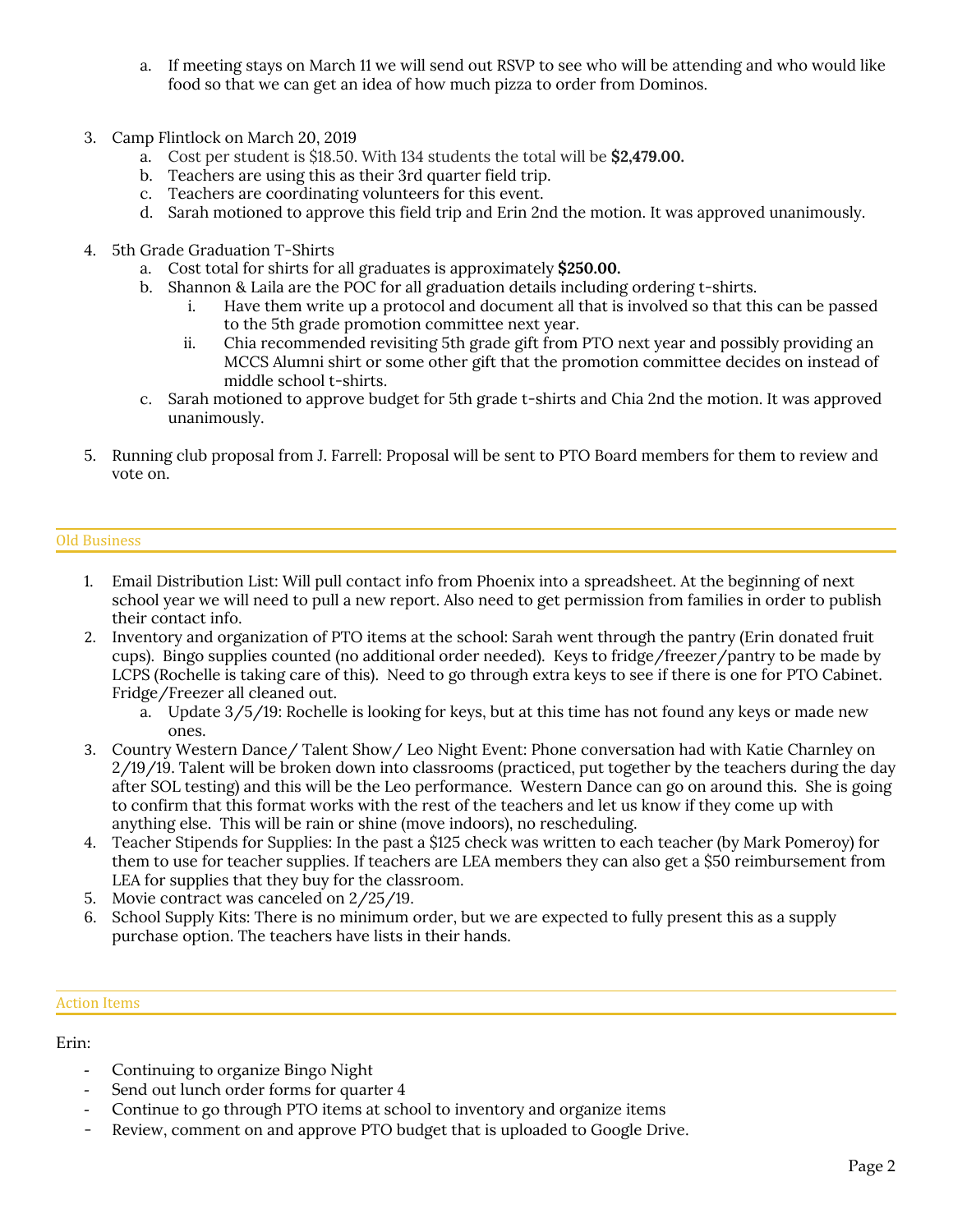a. If meeting stays on March 11 we will send out RSVP to see who will be attending and who would like food so that we can get an idea of how much pizza to order from Dominos.

3. Camp Flintlock on March 20, 2019
   a. Cost per student is $18.50. With 134 students the total will be **$2,479.00.**
   b. Teachers are using this as their 3rd quarter field trip.
   c. Teachers are coordinating volunteers for this event.
   d. Sarah motioned to approve this field trip and Erin 2nd the motion. It was approved unanimously.

4. 5th Grade Graduation T-Shirts
   a. Cost total for shirts for all graduates is approximately **$250.00.**
   b. Shannon & Laila are the POC for all graduation details including ordering t-shirts.
      i. Have them write up a protocol and document all that is involved so that this can be passed to the 5th grade promotion committee next year.
      ii. Chia recommended revisiting 5th grade gift from PTO next year and possibly providing an MCCS Alumni shirt or some other gift that the promotion committee decides on instead of middle school t-shirts.
   c. Sarah motioned to approve budget for 5th grade t-shirts and Chia 2nd the motion. It was approved unanimously.

5. Running club proposal from J. Farrell: Proposal will be sent to PTO Board members for them to review and vote on.

## Old Business

1. Email Distribution List: Will pull contact info from Phoenix into a spreadsheet. At the beginning of next school year we will need to pull a new report. Also need to get permission from families in order to publish their contact info.
2. Inventory and organization of PTO items at the school: Sarah went through the pantry (Erin donated fruit cups). Bingo supplies counted (no additional order needed). Keys to fridge/freezer/pantry to be made by LCPS (Rochelle is taking care of this). Need to go through extra keys to see if there is one for PTO Cabinet. Fridge/Freezer all cleaned out.
   a. Update 3/5/19: Rochelle is looking for keys, but at this time has not found any keys or made new ones.
3. Country Western Dance/ Talent Show/ Leo Night Event: Phone conversation had with Katie Charnley on 2/19/19. Talent will be broken down into classrooms (practiced, put together by the teachers during the day after SOL testing) and this will be the Leo performance. Western Dance can go on around this. She is going to confirm that this format works with the rest of the teachers and let us know if they come up with anything else. This will be rain or shine (move indoors), no rescheduling.
4. Teacher Stipends for Supplies: In the past a $125 check was written to each teacher (by Mark Pomeroy) for them to use for teacher supplies. If teachers are LEA members they can also get a $50 reimbursement from LEA for supplies that they buy for the classroom.
5. Movie contract was canceled on 2/25/19.
6. School Supply Kits: There is no minimum order, but we are expected to fully present this as a supply purchase option. The teachers have lists in their hands.

## Action Items

Erin:

- Continuing to organize Bingo Night
- Send out lunch order forms for quarter 4
- Continue to go through PTO items at school to inventory and organize items
- Review, comment on and approve PTO budget that is uploaded to Google Drive.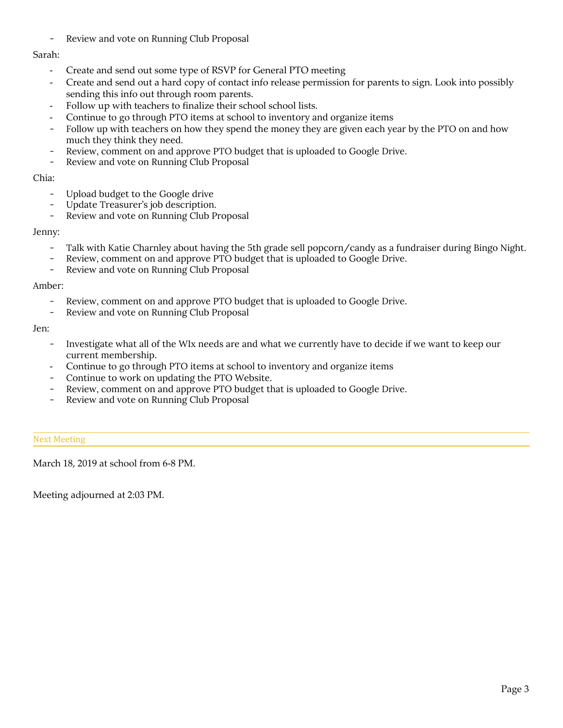- Review and vote on Running Club Proposal

Sarah:

- Create and send out some type of RSVP for General PTO meeting
- Create and send out a hard copy of contact info release permission for parents to sign. Look into possibly sending this info out through room parents.
- Follow up with teachers to finalize their school school lists.
- Continue to go through PTO items at school to inventory and organize items
- Follow up with teachers on how they spend the money they are given each year by the PTO on and how much they think they need.
- Review, comment on and approve PTO budget that is uploaded to Google Drive.
- Review and vote on Running Club Proposal

Chia:

- Upload budget to the Google drive
- Update Treasurer's job description.
- Review and vote on Running Club Proposal

Jenny:

- Talk with Katie Charnley about having the 5th grade sell popcorn/candy as a fundraiser during Bingo Night.
- Review, comment on and approve PTO budget that is uploaded to Google Drive.
- Review and vote on Running Club Proposal

Amber:

- Review, comment on and approve PTO budget that is uploaded to Google Drive.
- Review and vote on Running Club Proposal

Jen:

- Investigate what all of the WIx needs are and what we currently have to decide if we want to keep our current membership.
- Continue to go through PTO items at school to inventory and organize items
- Continue to work on updating the PTO Website.
- Review, comment on and approve PTO budget that is uploaded to Google Drive.
- Review and vote on Running Club Proposal

## Next Meeting

March 18, 2019 at school from 6-8 PM.

Meeting adjourned at 2:03 PM.